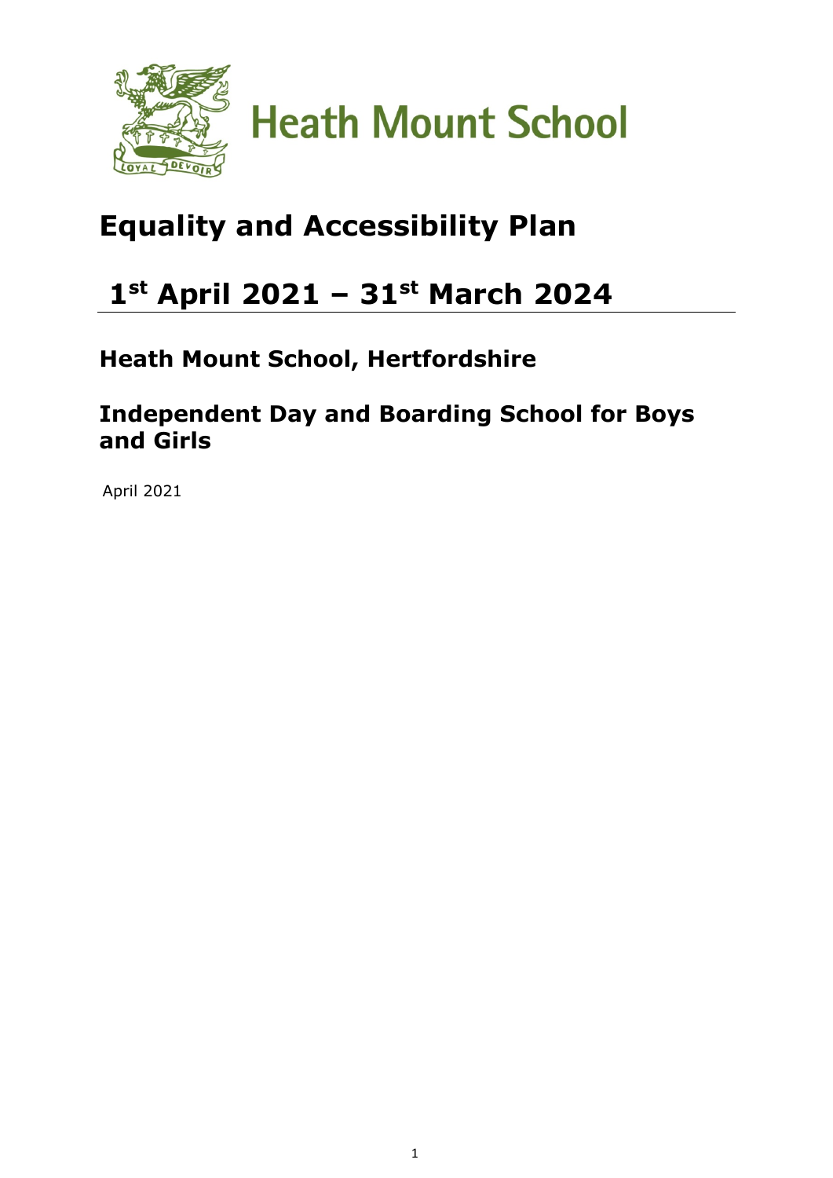# Heath Mount School

## Equality and Accessibility Plan

## 1st April 2021 – 31st March 2024

### Heath Mount School, Hertfordshire

### Independent Day and Boarding School for Boys and Girls

April 2021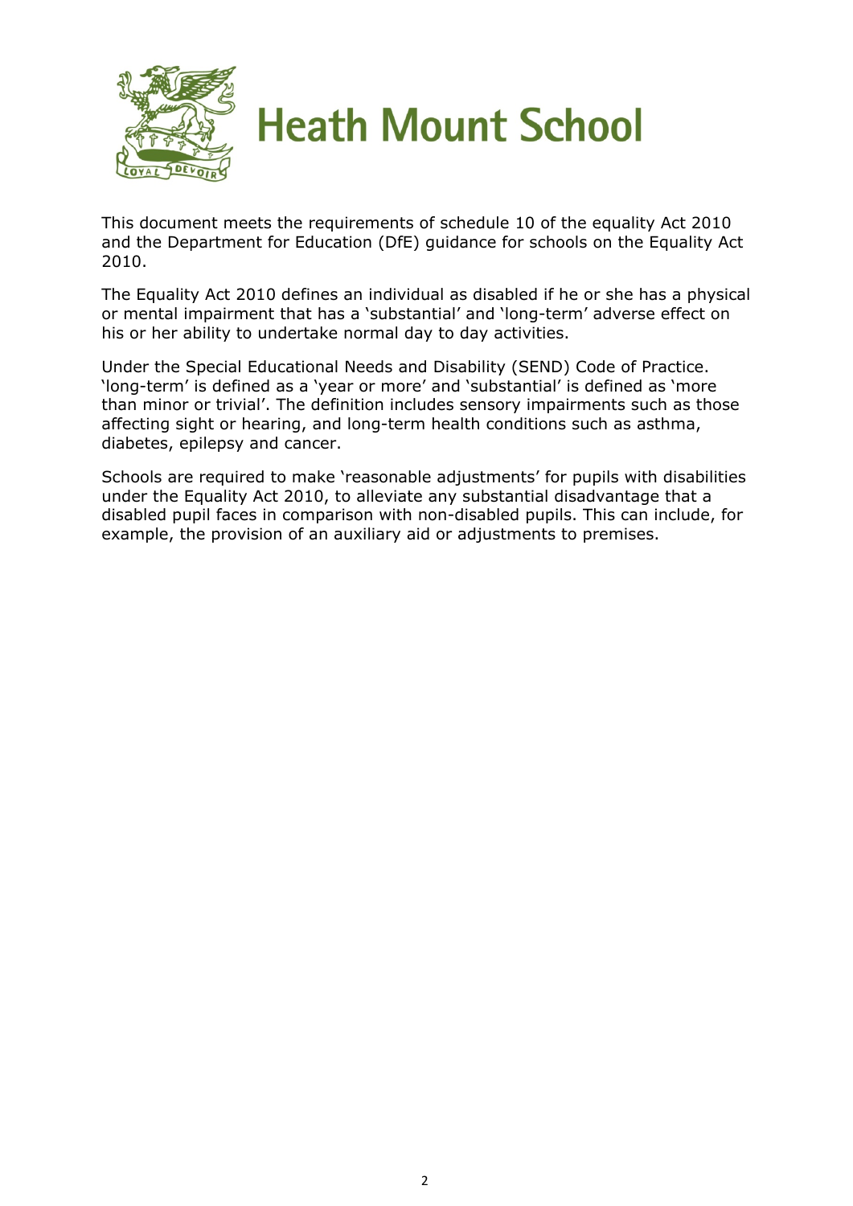# Heath Mount School

This document meets the requirements of schedule 10 of the equality Act 2010 and the Department for Education (DfE) guidance for schools on the Equality Act 2010.

The Equality Act 2010 defines an individual as disabled if he or she has a physical or mental impairment that has a 'substantial' and 'long-term' adverse effect on his or her ability to undertake normal day to day activities.

Under the Special Educational Needs and Disability (SEND) Code of Practice. 'long-term' is defined as a 'year or more' and 'substantial' is defined as 'more than minor or trivial'. The definition includes sensory impairments such as those affecting sight or hearing, and long-term health conditions such as asthma, diabetes, epilepsy and cancer.

Schools are required to make 'reasonable adjustments' for pupils with disabilities under the Equality Act 2010, to alleviate any substantial disadvantage that a disabled pupil faces in comparison with non-disabled pupils. This can include, for example, the provision of an auxiliary aid or adjustments to premises.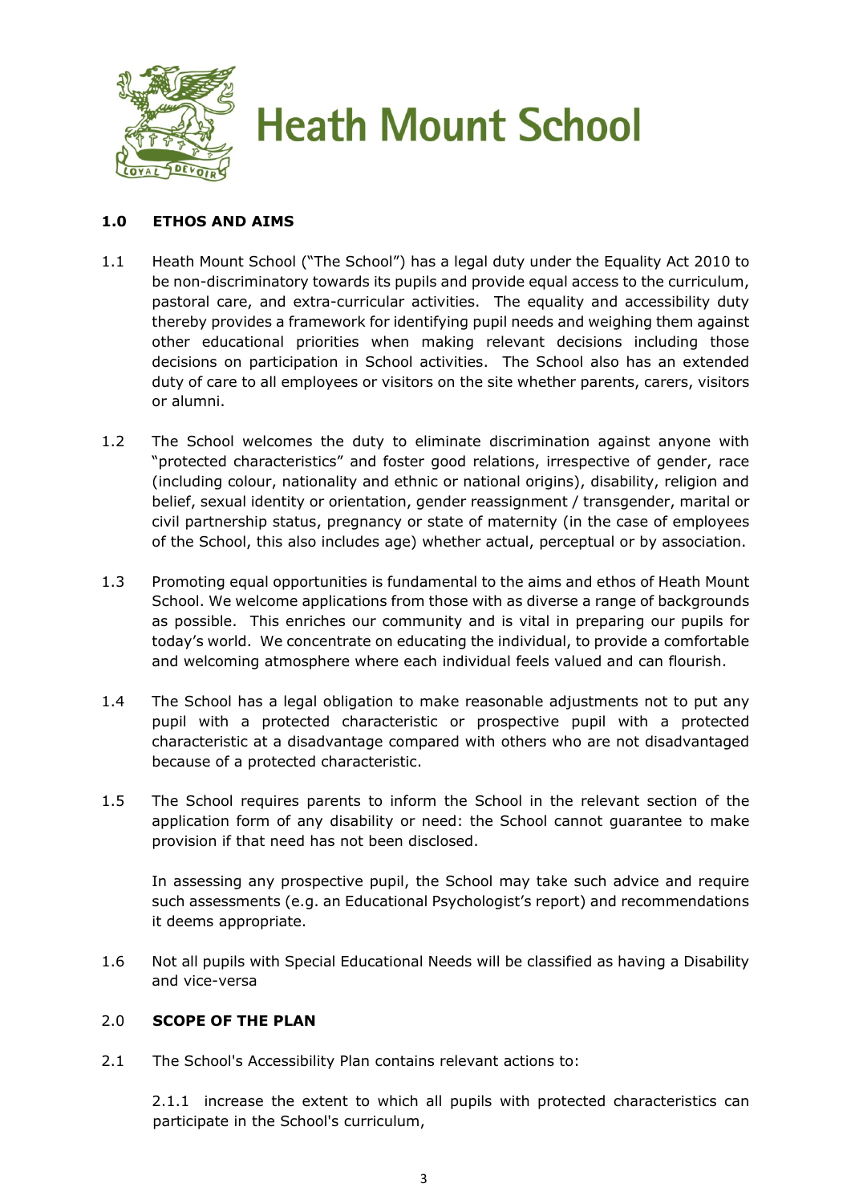# Heath Mount School

## 1.0 ETHOS AND AIMS

1.1 Heath Mount School ("The School") has a legal duty under the Equality Act 2010 to be non-discriminatory towards its pupils and provide equal access to the curriculum, pastoral care, and extra-curricular activities. The equality and accessibility duty thereby provides a framework for identifying pupil needs and weighing them against other educational priorities when making relevant decisions including those decisions on participation in School activities. The School also has an extended duty of care to all employees or visitors on the site whether parents, carers, visitors or alumni.

1.2 The School welcomes the duty to eliminate discrimination against anyone with "protected characteristics" and foster good relations, irrespective of gender, race (including colour, nationality and ethnic or national origins), disability, religion and belief, sexual identity or orientation, gender reassignment / transgender, marital or civil partnership status, pregnancy or state of maternity (in the case of employees of the School, this also includes age) whether actual, perceptual or by association.

1.3 Promoting equal opportunities is fundamental to the aims and ethos of Heath Mount School. We welcome applications from those with as diverse a range of backgrounds as possible. This enriches our community and is vital in preparing our pupils for today's world. We concentrate on educating the individual, to provide a comfortable and welcoming atmosphere where each individual feels valued and can flourish.

1.4 The School has a legal obligation to make reasonable adjustments not to put any pupil with a protected characteristic or prospective pupil with a protected characteristic at a disadvantage compared with others who are not disadvantaged because of a protected characteristic.

1.5 The School requires parents to inform the School in the relevant section of the application form of any disability or need: the School cannot guarantee to make provision if that need has not been disclosed.

In assessing any prospective pupil, the School may take such advice and require such assessments (e.g. an Educational Psychologist's report) and recommendations it deems appropriate.

1.6 Not all pupils with Special Educational Needs will be classified as having a Disability and vice-versa

## 2.0 SCOPE OF THE PLAN

2.1 The School's Accessibility Plan contains relevant actions to:

2.1.1 increase the extent to which all pupils with protected characteristics can participate in the School's curriculum,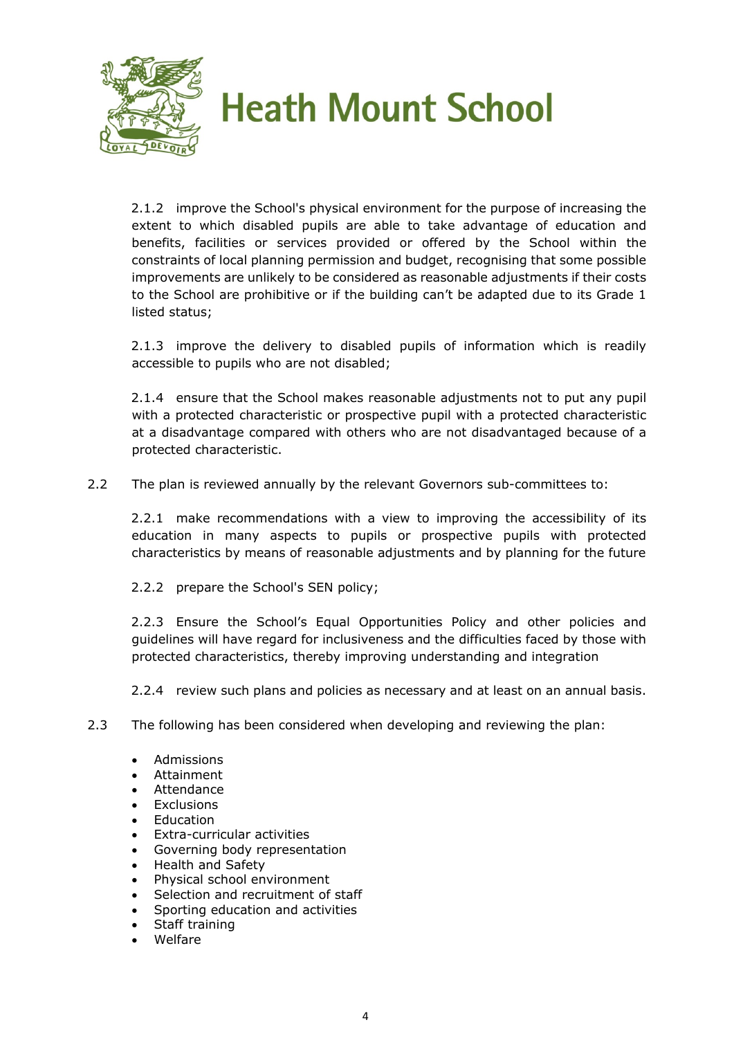2.1.2 improve the School's physical environment for the purpose of increasing the extent to which disabled pupils are able to take advantage of education and benefits, facilities or services provided or offered by the School within the constraints of local planning permission and budget, recognising that some possible improvements are unlikely to be considered as reasonable adjustments if their costs to the School are prohibitive or if the building can't be adapted due to its Grade 1 listed status;

2.1.3 improve the delivery to disabled pupils of information which is readily accessible to pupils who are not disabled;

2.1.4 ensure that the School makes reasonable adjustments not to put any pupil with a protected characteristic or prospective pupil with a protected characteristic at a disadvantage compared with others who are not disadvantaged because of a protected characteristic.

2.2 The plan is reviewed annually by the relevant Governors sub-committees to:

2.2.1 make recommendations with a view to improving the accessibility of its education in many aspects to pupils or prospective pupils with protected characteristics by means of reasonable adjustments and by planning for the future

2.2.2 prepare the School's SEN policy;

2.2.3 Ensure the School's Equal Opportunities Policy and other policies and guidelines will have regard for inclusiveness and the difficulties faced by those with protected characteristics, thereby improving understanding and integration

2.2.4 review such plans and policies as necessary and at least on an annual basis.

2.3 The following has been considered when developing and reviewing the plan:

- Admissions
- Attainment
- Attendance
- Exclusions
- Education
- Extra-curricular activities
- Governing body representation
- Health and Safety
- Physical school environment
- Selection and recruitment of staff
- Sporting education and activities
- Staff training
- Welfare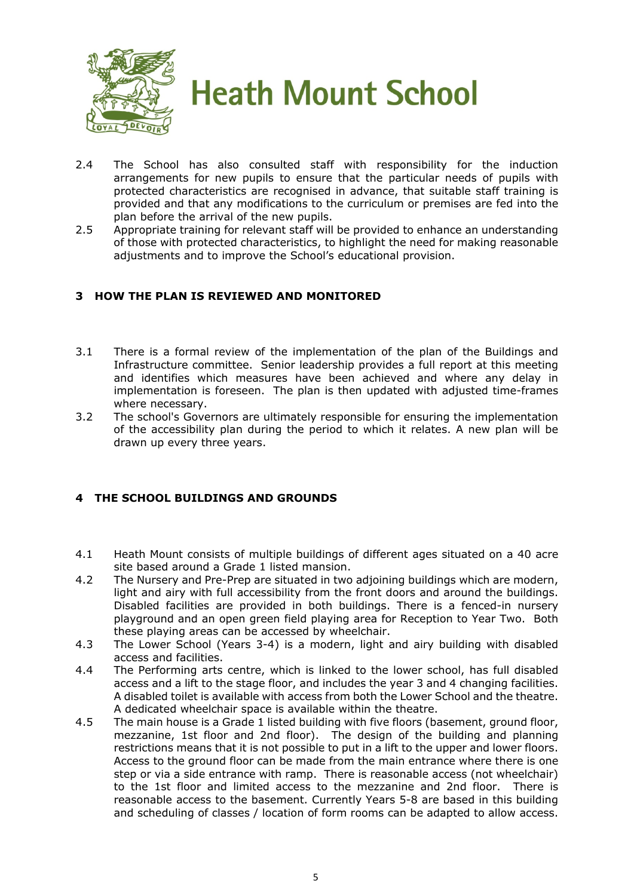2.4 The School has also consulted staff with responsibility for the induction arrangements for new pupils to ensure that the particular needs of pupils with protected characteristics are recognised in advance, that suitable staff training is provided and that any modifications to the curriculum or premises are fed into the plan before the arrival of the new pupils.

2.5 Appropriate training for relevant staff will be provided to enhance an understanding of those with protected characteristics, to highlight the need for making reasonable adjustments and to improve the School's educational provision.

## 3 HOW THE PLAN IS REVIEWED AND MONITORED

3.1 There is a formal review of the implementation of the plan of the Buildings and Infrastructure committee. Senior leadership provides a full report at this meeting and identifies which measures have been achieved and where any delay in implementation is foreseen. The plan is then updated with adjusted time-frames where necessary.

3.2 The school's Governors are ultimately responsible for ensuring the implementation of the accessibility plan during the period to which it relates. A new plan will be drawn up every three years.

## 4 THE SCHOOL BUILDINGS AND GROUNDS

4.1 Heath Mount consists of multiple buildings of different ages situated on a 40 acre site based around a Grade 1 listed mansion.

4.2 The Nursery and Pre-Prep are situated in two adjoining buildings which are modern, light and airy with full accessibility from the front doors and around the buildings. Disabled facilities are provided in both buildings. There is a fenced-in nursery playground and an open green field playing area for Reception to Year Two. Both these playing areas can be accessed by wheelchair.

4.3 The Lower School (Years 3-4) is a modern, light and airy building with disabled access and facilities.

4.4 The Performing arts centre, which is linked to the lower school, has full disabled access and a lift to the stage floor, and includes the year 3 and 4 changing facilities. A disabled toilet is available with access from both the Lower School and the theatre. A dedicated wheelchair space is available within the theatre.

4.5 The main house is a Grade 1 listed building with five floors (basement, ground floor, mezzanine, 1st floor and 2nd floor). The design of the building and planning restrictions means that it is not possible to put in a lift to the upper and lower floors. Access to the ground floor can be made from the main entrance where there is one step or via a side entrance with ramp. There is reasonable access (not wheelchair) to the 1st floor and limited access to the mezzanine and 2nd floor. There is reasonable access to the basement. Currently Years 5-8 are based in this building and scheduling of classes / location of form rooms can be adapted to allow access.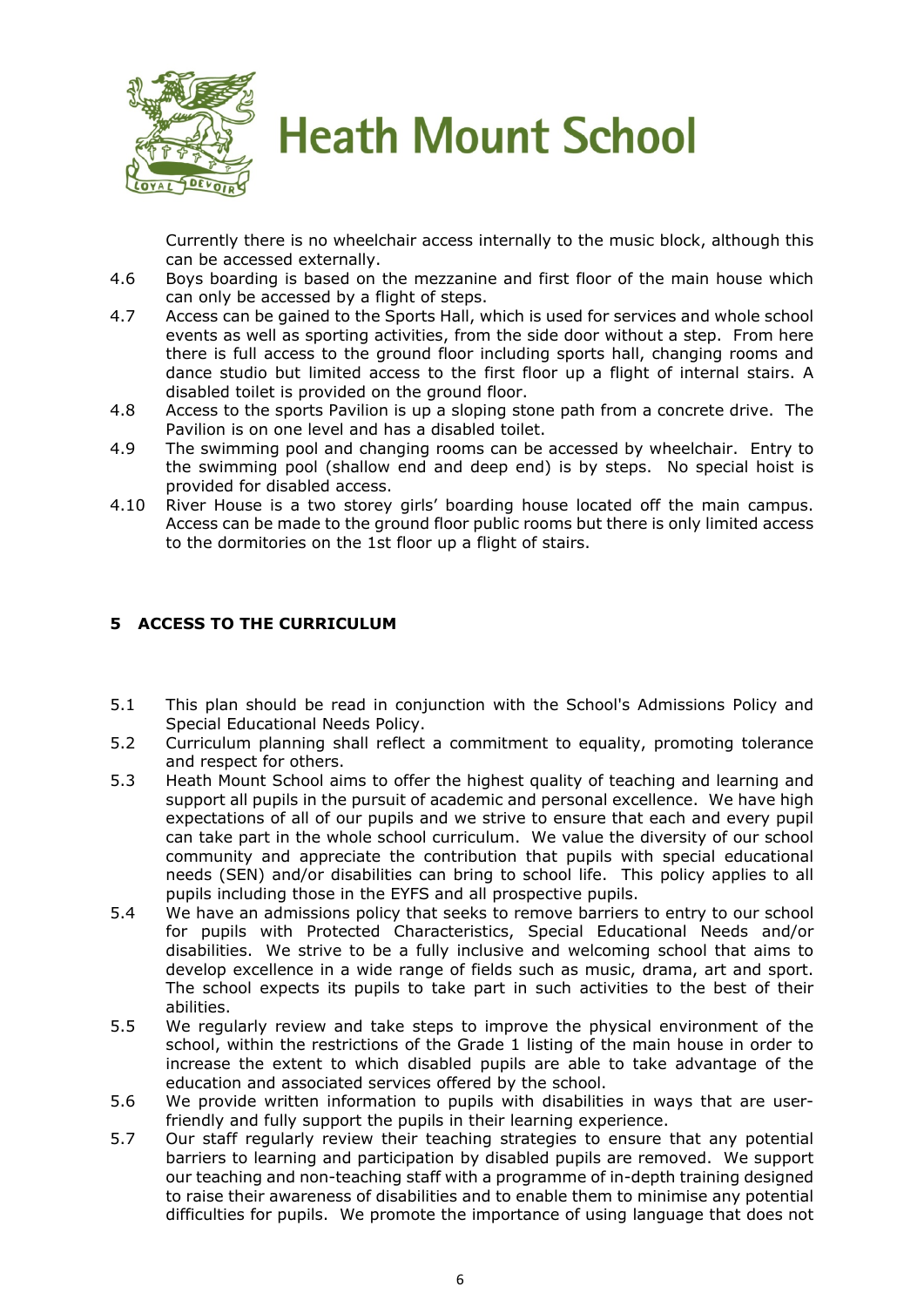Currently there is no wheelchair access internally to the music block, although this can be accessed externally.

4.6 Boys boarding is based on the mezzanine and first floor of the main house which can only be accessed by a flight of steps.

4.7 Access can be gained to the Sports Hall, which is used for services and whole school events as well as sporting activities, from the side door without a step. From here there is full access to the ground floor including sports hall, changing rooms and dance studio but limited access to the first floor up a flight of internal stairs. A disabled toilet is provided on the ground floor.

4.8 Access to the sports Pavilion is up a sloping stone path from a concrete drive. The Pavilion is on one level and has a disabled toilet.

4.9 The swimming pool and changing rooms can be accessed by wheelchair. Entry to the swimming pool (shallow end and deep end) is by steps. No special hoist is provided for disabled access.

4.10 River House is a two storey girls' boarding house located off the main campus. Access can be made to the ground floor public rooms but there is only limited access to the dormitories on the 1st floor up a flight of stairs.

## 5 ACCESS TO THE CURRICULUM

5.1 This plan should be read in conjunction with the School's Admissions Policy and Special Educational Needs Policy.

5.2 Curriculum planning shall reflect a commitment to equality, promoting tolerance and respect for others.

5.3 Heath Mount School aims to offer the highest quality of teaching and learning and support all pupils in the pursuit of academic and personal excellence. We have high expectations of all of our pupils and we strive to ensure that each and every pupil can take part in the whole school curriculum. We value the diversity of our school community and appreciate the contribution that pupils with special educational needs (SEN) and/or disabilities can bring to school life. This policy applies to all pupils including those in the EYFS and all prospective pupils.

5.4 We have an admissions policy that seeks to remove barriers to entry to our school for pupils with Protected Characteristics, Special Educational Needs and/or disabilities. We strive to be a fully inclusive and welcoming school that aims to develop excellence in a wide range of fields such as music, drama, art and sport. The school expects its pupils to take part in such activities to the best of their abilities.

5.5 We regularly review and take steps to improve the physical environment of the school, within the restrictions of the Grade 1 listing of the main house in order to increase the extent to which disabled pupils are able to take advantage of the education and associated services offered by the school.

5.6 We provide written information to pupils with disabilities in ways that are user-friendly and fully support the pupils in their learning experience.

5.7 Our staff regularly review their teaching strategies to ensure that any potential barriers to learning and participation by disabled pupils are removed. We support our teaching and non-teaching staff with a programme of in-depth training designed to raise their awareness of disabilities and to enable them to minimise any potential difficulties for pupils. We promote the importance of using language that does not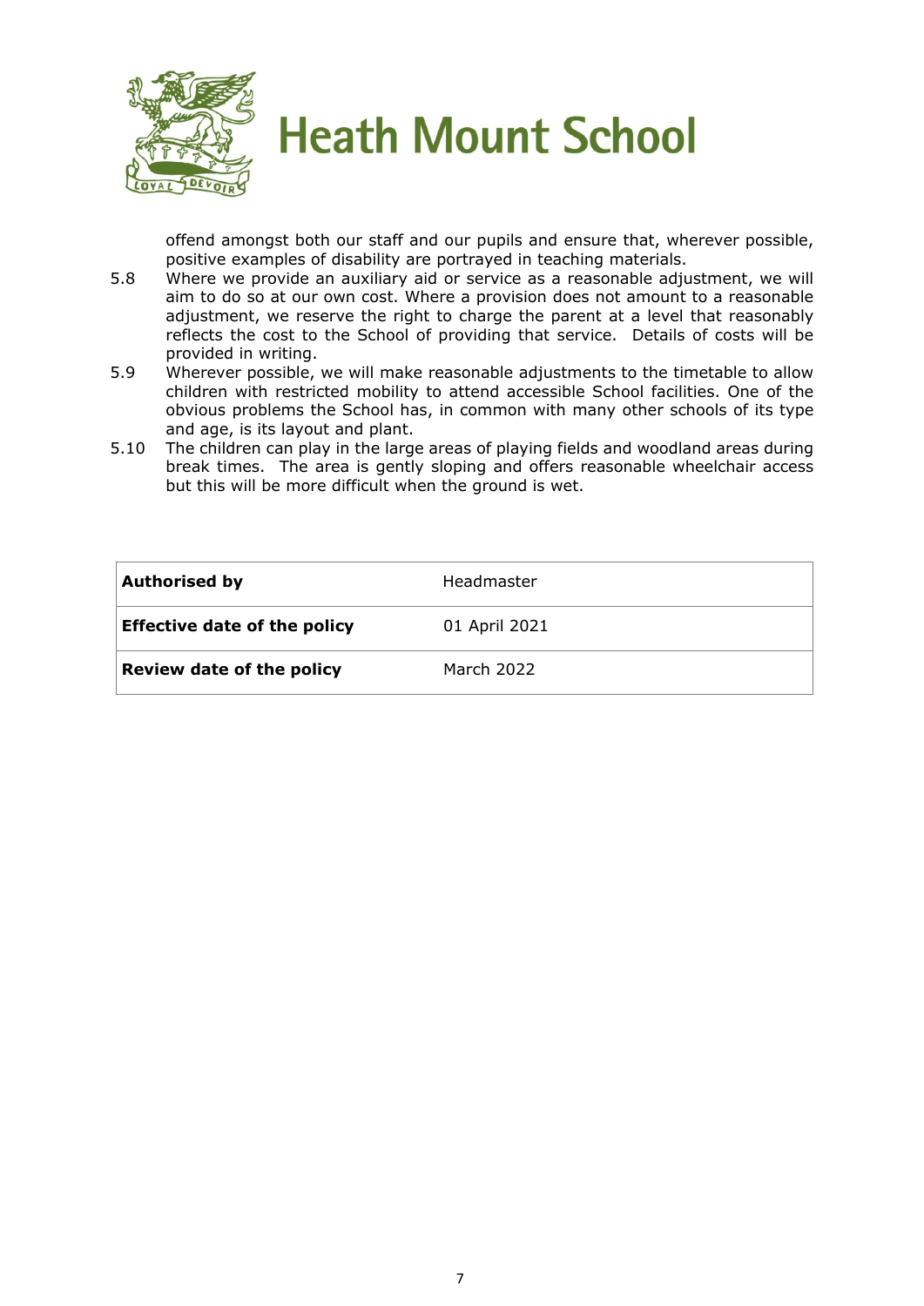offend amongst both our staff and our pupils and ensure that, wherever possible, positive examples of disability are portrayed in teaching materials.

5.8 Where we provide an auxiliary aid or service as a reasonable adjustment, we will aim to do so at our own cost. Where a provision does not amount to a reasonable adjustment, we reserve the right to charge the parent at a level that reasonably reflects the cost to the School of providing that service. Details of costs will be provided in writing.

5.9 Wherever possible, we will make reasonable adjustments to the timetable to allow children with restricted mobility to attend accessible School facilities. One of the obvious problems the School has, in common with many other schools of its type and age, is its layout and plant.

5.10 The children can play in the large areas of playing fields and woodland areas during break times. The area is gently sloping and offers reasonable wheelchair access but this will be more difficult when the ground is wet.

| **Authorised by** | Headmaster |
|---|---|
| **Effective date of the policy** | 01 April 2021 |
| **Review date of the policy** | March 2022 |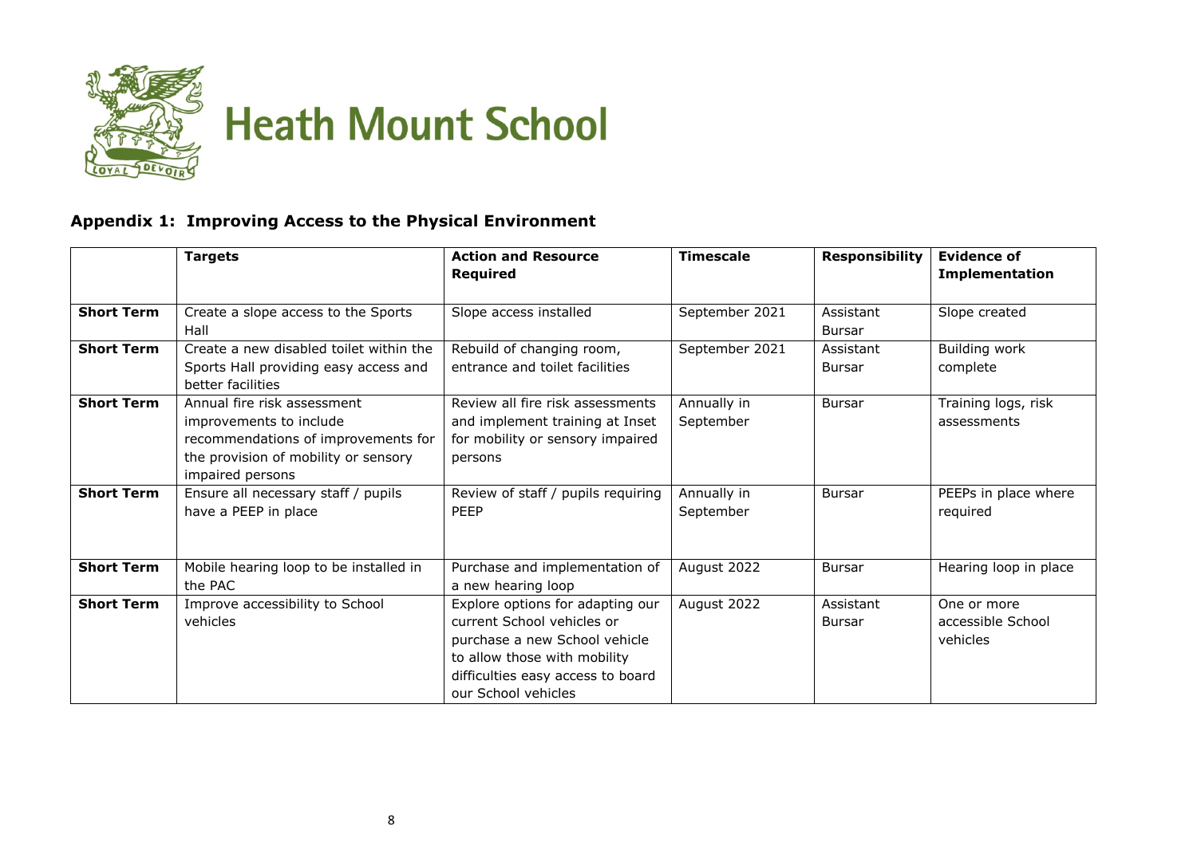# Heath Mount School

## Appendix 1: Improving Access to the Physical Environment

| | Targets | Action and Resource Required | Timescale | Responsibility | Evidence of Implementation |
|---|---|---|---|---|---|
| **Short Term** | Create a slope access to the Sports Hall | Slope access installed | September 2021 | Assistant Bursar | Slope created |
| **Short Term** | Create a new disabled toilet within the Sports Hall providing easy access and better facilities | Rebuild of changing room, entrance and toilet facilities | September 2021 | Assistant Bursar | Building work complete |
| **Short Term** | Annual fire risk assessment improvements to include recommendations of improvements for the provision of mobility or sensory impaired persons | Review all fire risk assessments and implement training at Inset for mobility or sensory impaired persons | Annually in September | Bursar | Training logs, risk assessments |
| **Short Term** | Ensure all necessary staff / pupils have a PEEP in place | Review of staff / pupils requiring PEEP | Annually in September | Bursar | PEEPs in place where required |
| **Short Term** | Mobile hearing loop to be installed in the PAC | Purchase and implementation of a new hearing loop | August 2022 | Bursar | Hearing loop in place |
| **Short Term** | Improve accessibility to School vehicles | Explore options for adapting our current School vehicles or purchase a new School vehicle to allow those with mobility difficulties easy access to board our School vehicles | August 2022 | Assistant Bursar | One or more accessible School vehicles |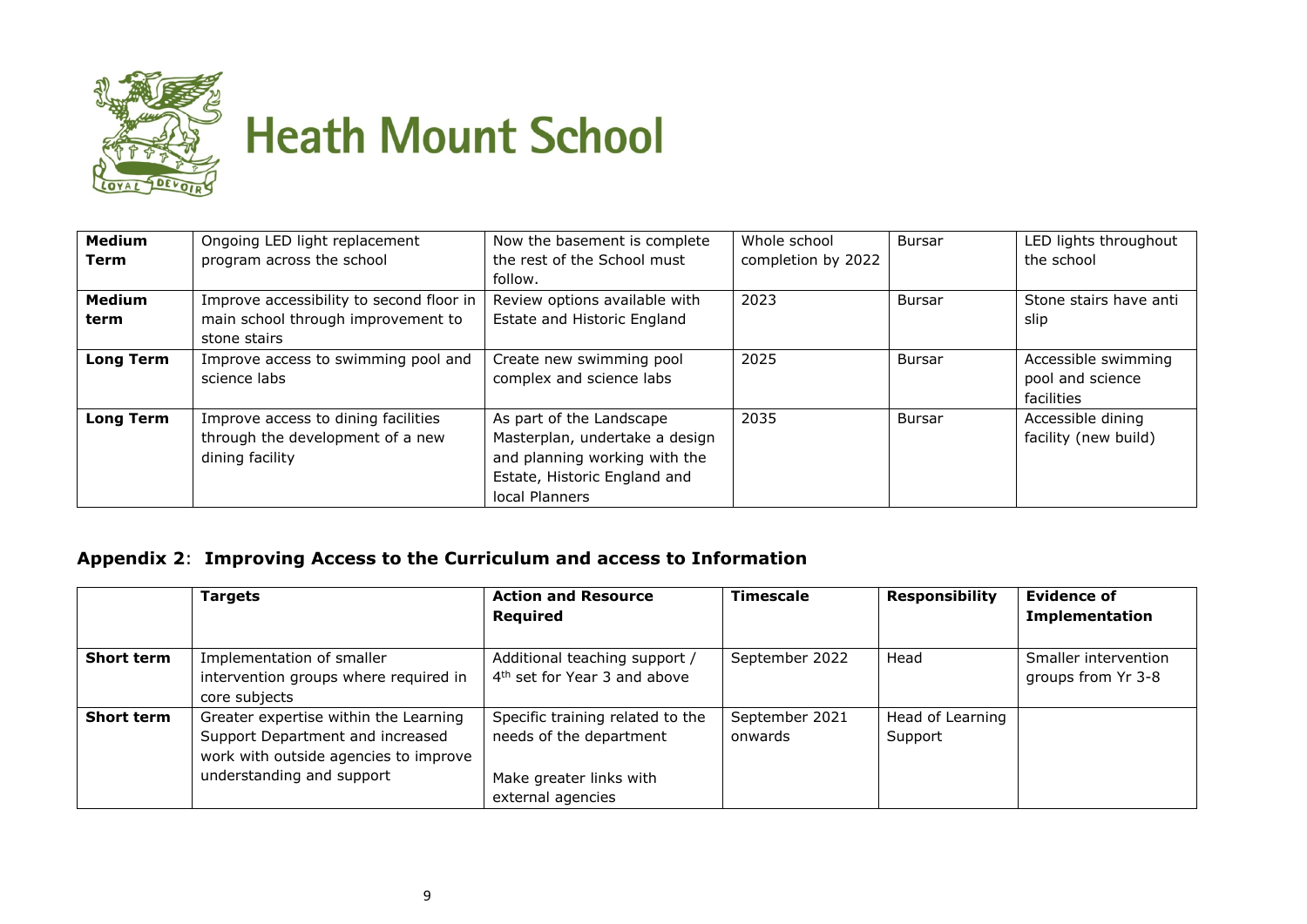# Heath Mount School

| **Medium Term** | Ongoing LED light replacement program across the school | Now the basement is complete the rest of the School must follow. | Whole school completion by 2022 | Bursar | LED lights throughout the school |
|---|---|---|---|---|---|
| **Medium term** | Improve accessibility to second floor in main school through improvement to stone stairs | Review options available with Estate and Historic England | 2023 | Bursar | Stone stairs have anti slip |
| **Long Term** | Improve access to swimming pool and science labs | Create new swimming pool complex and science labs | 2025 | Bursar | Accessible swimming pool and science facilities |
| **Long Term** | Improve access to dining facilities through the development of a new dining facility | As part of the Landscape Masterplan, undertake a design and planning working with the Estate, Historic England and local Planners | 2035 | Bursar | Accessible dining facility (new build) |

## **Appendix 2**: **Improving Access to the Curriculum and access to Information**

| | **Targets** | **Action and Resource Required** | **Timescale** | **Responsibility** | **Evidence of Implementation** |
|---|---|---|---|---|---|
| **Short term** | Implementation of smaller intervention groups where required in core subjects | Additional teaching support / 4th set for Year 3 and above | September 2022 | Head | Smaller intervention groups from Yr 3-8 |
| **Short term** | Greater expertise within the Learning Support Department and increased work with outside agencies to improve understanding and support | Specific training related to the needs of the department<br><br>Make greater links with external agencies | September 2021 onwards | Head of Learning Support | |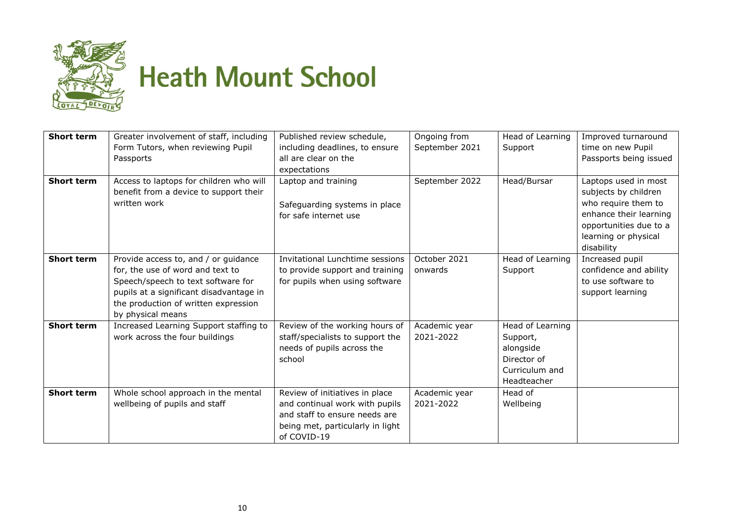# Heath Mount School

| | | | | | |
|---|---|---|---|---|---|
| **Short term** | Greater involvement of staff, including Form Tutors, when reviewing Pupil Passports | Published review schedule, including deadlines, to ensure all are clear on the expectations | Ongoing from September 2021 | Head of Learning Support | Improved turnaround time on new Pupil Passports being issued |
| **Short term** | Access to laptops for children who will benefit from a device to support their written work | Laptop and training<br><br>Safeguarding systems in place for safe internet use | September 2022 | Head/Bursar | Laptops used in most subjects by children who require them to enhance their learning opportunities due to a learning or physical disability |
| **Short term** | Provide access to, and / or guidance for, the use of word and text to Speech/speech to text software for pupils at a significant disadvantage in the production of written expression by physical means | Invitational Lunchtime sessions to provide support and training for pupils when using software | October 2021 onwards | Head of Learning Support | Increased pupil confidence and ability to use software to support learning |
| **Short term** | Increased Learning Support staffing to work across the four buildings | Review of the working hours of staff/specialists to support the needs of pupils across the school | Academic year 2021-2022 | Head of Learning Support, alongside Director of Curriculum and Headteacher | |
| **Short term** | Whole school approach in the mental wellbeing of pupils and staff | Review of initiatives in place and continual work with pupils and staff to ensure needs are being met, particularly in light of COVID-19 | Academic year 2021-2022 | Head of Wellbeing | |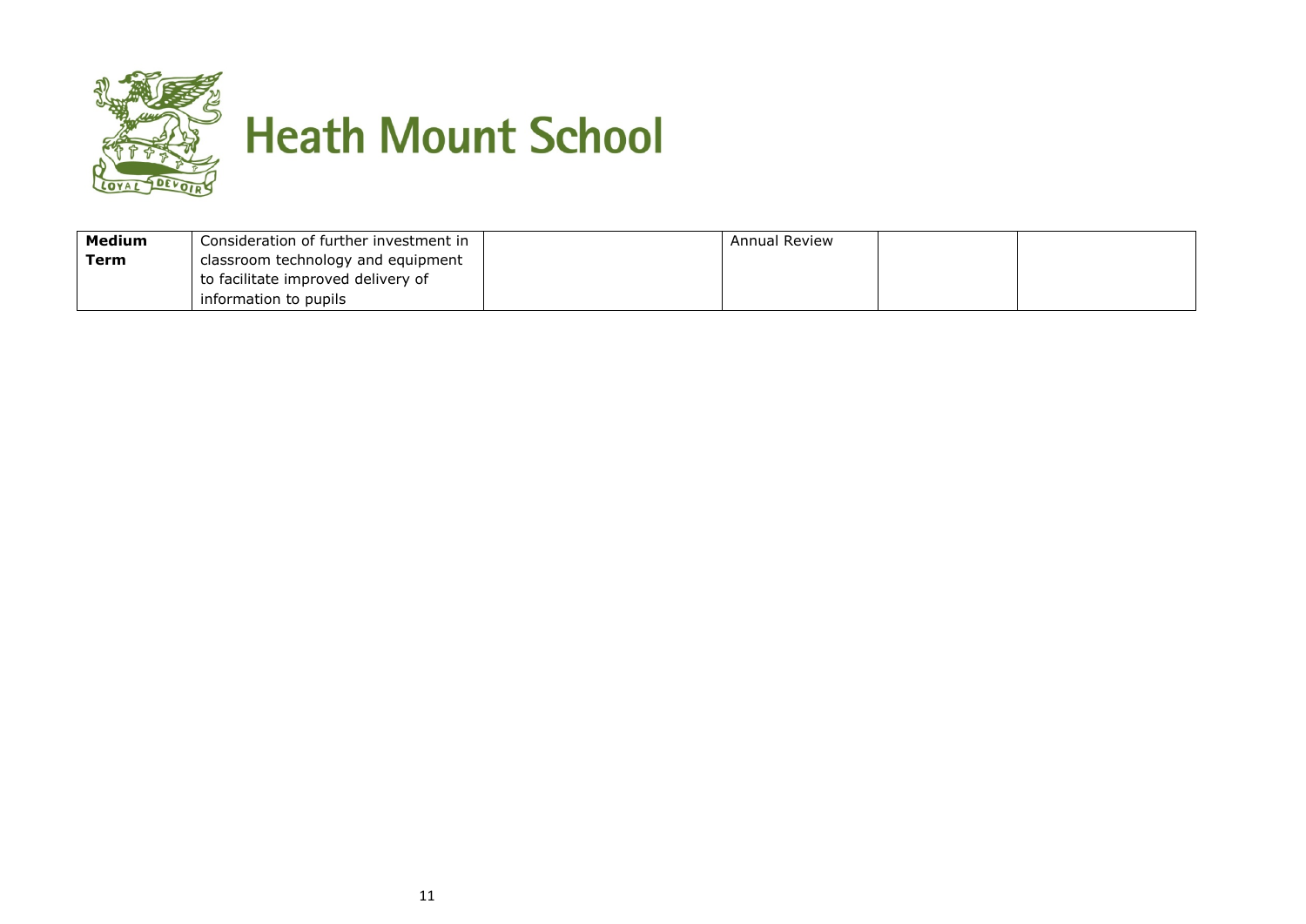# Heath Mount School

| | | | | | |
|---|---|---|---|---|---|
| **Medium Term** | Consideration of further investment in classroom technology and equipment to facilitate improved delivery of information to pupils | | Annual Review | | |